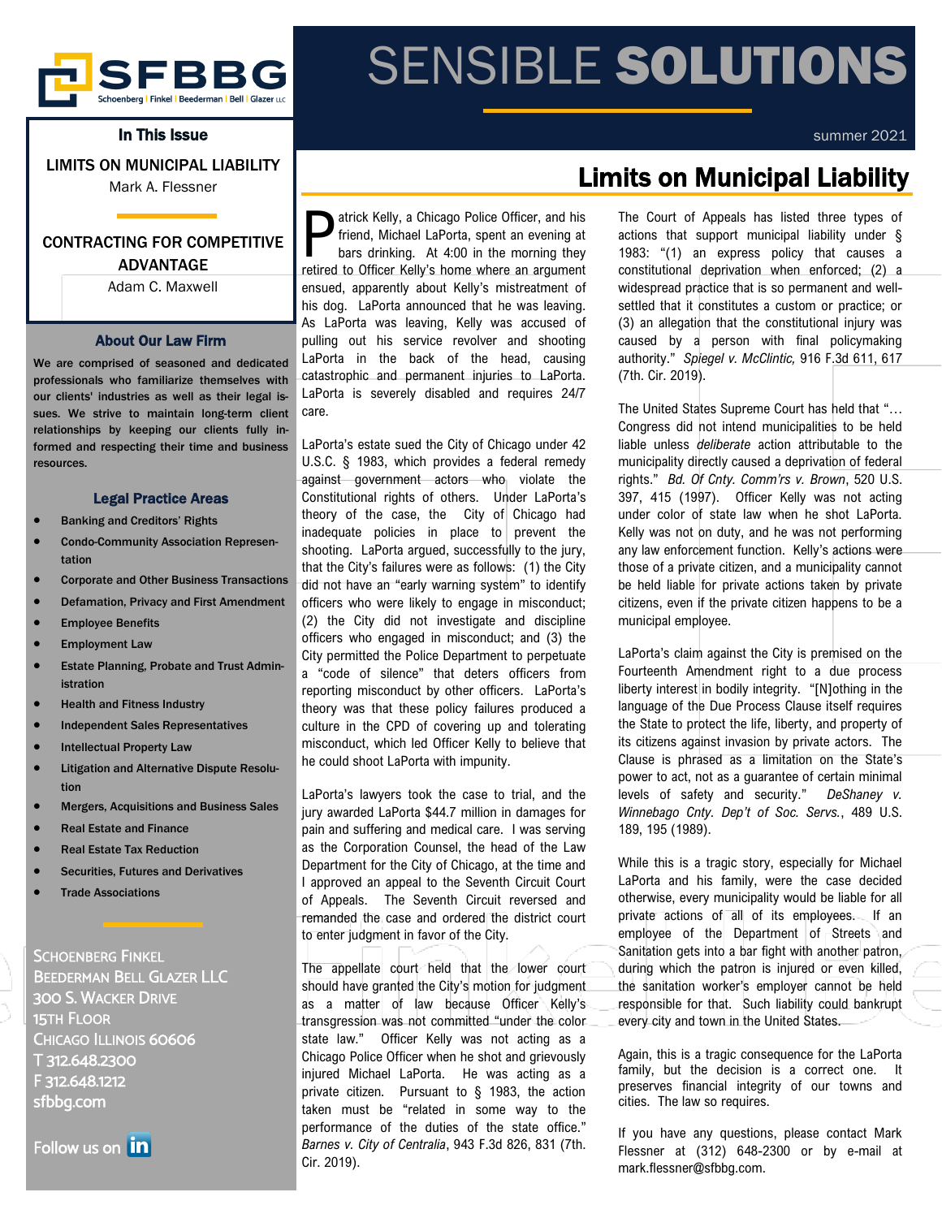# SFBBG

Schoenberg | Finkel | Beederman | Bell | Glazer LLC

# SENSIBLE **SOLUTIONS**

summer 2021

## In This Issue

LIMITS ON MUNICIPAL LIABILITY
Mark A. Flessner

CONTRACTING FOR COMPETITIVE ADVANTAGE
Adam C. Maxwell

### About Our Law Firm

We are comprised of seasoned and dedicated professionals who familiarize themselves with our clients' industries as well as their legal issues. We strive to maintain long-term client relationships by keeping our clients fully informed and respecting their time and business resources.

### Legal Practice Areas

- Banking and Creditors' Rights
- Condo-Community Association Representation
- Corporate and Other Business Transactions
- Defamation, Privacy and First Amendment
- Employee Benefits
- Employment Law
- Estate Planning, Probate and Trust Administration
- Health and Fitness Industry
- Independent Sales Representatives
- Intellectual Property Law
- Litigation and Alternative Dispute Resolution
- Mergers, Acquisitions and Business Sales
- Real Estate and Finance
- Real Estate Tax Reduction
- Securities, Futures and Derivatives
- Trade Associations

SCHOENBERG FINKEL BEEDERMAN BELL GLAZER LLC
300 S. WACKER DRIVE
15TH FLOOR
CHICAGO ILLINOIS 60606
T 312.648.2300
F 312.648.1212
sfbbg.com

Follow us on in

## Limits on Municipal Liability

Patrick Kelly, a Chicago Police Officer, and his friend, Michael LaPorta, spent an evening at bars drinking. At 4:00 in the morning they retired to Officer Kelly's home where an argument ensued, apparently about Kelly's mistreatment of his dog. LaPorta announced that he was leaving. As LaPorta was leaving, Kelly was accused of pulling out his service revolver and shooting LaPorta in the back of the head, causing catastrophic and permanent injuries to LaPorta. LaPorta is severely disabled and requires 24/7 care.

LaPorta's estate sued the City of Chicago under 42 U.S.C. § 1983, which provides a federal remedy against government actors who violate the Constitutional rights of others. Under LaPorta's theory of the case, the City of Chicago had inadequate policies in place to prevent the shooting. LaPorta argued, successfully to the jury, that the City's failures were as follows: (1) the City did not have an "early warning system" to identify officers who were likely to engage in misconduct; (2) the City did not investigate and discipline officers who engaged in misconduct; and (3) the City permitted the Police Department to perpetuate a "code of silence" that deters officers from reporting misconduct by other officers. LaPorta's theory was that these policy failures produced a culture in the CPD of covering up and tolerating misconduct, which led Officer Kelly to believe that he could shoot LaPorta with impunity.

LaPorta's lawyers took the case to trial, and the jury awarded LaPorta $44.7 million in damages for pain and suffering and medical care. I was serving as the Corporation Counsel, the head of the Law Department for the City of Chicago, at the time and I approved an appeal to the Seventh Circuit Court of Appeals. The Seventh Circuit reversed and remanded the case and ordered the district court to enter judgment in favor of the City.

The appellate court held that the lower court should have granted the City's motion for judgment as a matter of law because Officer Kelly's transgression was not committed "under the color state law." Officer Kelly was not acting as a Chicago Police Officer when he shot and grievously injured Michael LaPorta. He was acting as a private citizen. Pursuant to § 1983, the action taken must be "related in some way to the performance of the duties of the state office." *Barnes v. City of Centralia*, 943 F.3d 826, 831 (7th. Cir. 2019).

The Court of Appeals has listed three types of actions that support municipal liability under § 1983: "(1) an express policy that causes a constitutional deprivation when enforced; (2) a widespread practice that is so permanent and well-settled that it constitutes a custom or practice; or (3) an allegation that the constitutional injury was caused by a person with final policymaking authority." *Spiegel v. McClintic,* 916 F.3d 611, 617 (7th. Cir. 2019).

The United States Supreme Court has held that "… Congress did not intend municipalities to be held liable unless *deliberate* action attributable to the municipality directly caused a deprivation of federal rights." *Bd. Of Cnty. Comm'rs v. Brown*, 520 U.S. 397, 415 (1997). Officer Kelly was not acting under color of state law when he shot LaPorta. Kelly was not on duty, and he was not performing any law enforcement function. Kelly's actions were those of a private citizen, and a municipality cannot be held liable for private actions taken by private citizens, even if the private citizen happens to be a municipal employee.

LaPorta's claim against the City is premised on the Fourteenth Amendment right to a due process liberty interest in bodily integrity. "[N]othing in the language of the Due Process Clause itself requires the State to protect the life, liberty, and property of its citizens against invasion by private actors. The Clause is phrased as a limitation on the State's power to act, not as a guarantee of certain minimal levels of safety and security." *DeShaney v. Winnebago Cnty. Dep't of Soc. Servs.*, 489 U.S. 189, 195 (1989).

While this is a tragic story, especially for Michael LaPorta and his family, were the case decided otherwise, every municipality would be liable for all private actions of all of its employees. If an employee of the Department of Streets and Sanitation gets into a bar fight with another patron, during which the patron is injured or even killed, the sanitation worker's employer cannot be held responsible for that. Such liability could bankrupt every city and town in the United States.

Again, this is a tragic consequence for the LaPorta family, but the decision is a correct one. It preserves financial integrity of our towns and cities. The law so requires.

If you have any questions, please contact Mark Flessner at (312) 648-2300 or by e-mail at mark.flessner@sfbbg.com.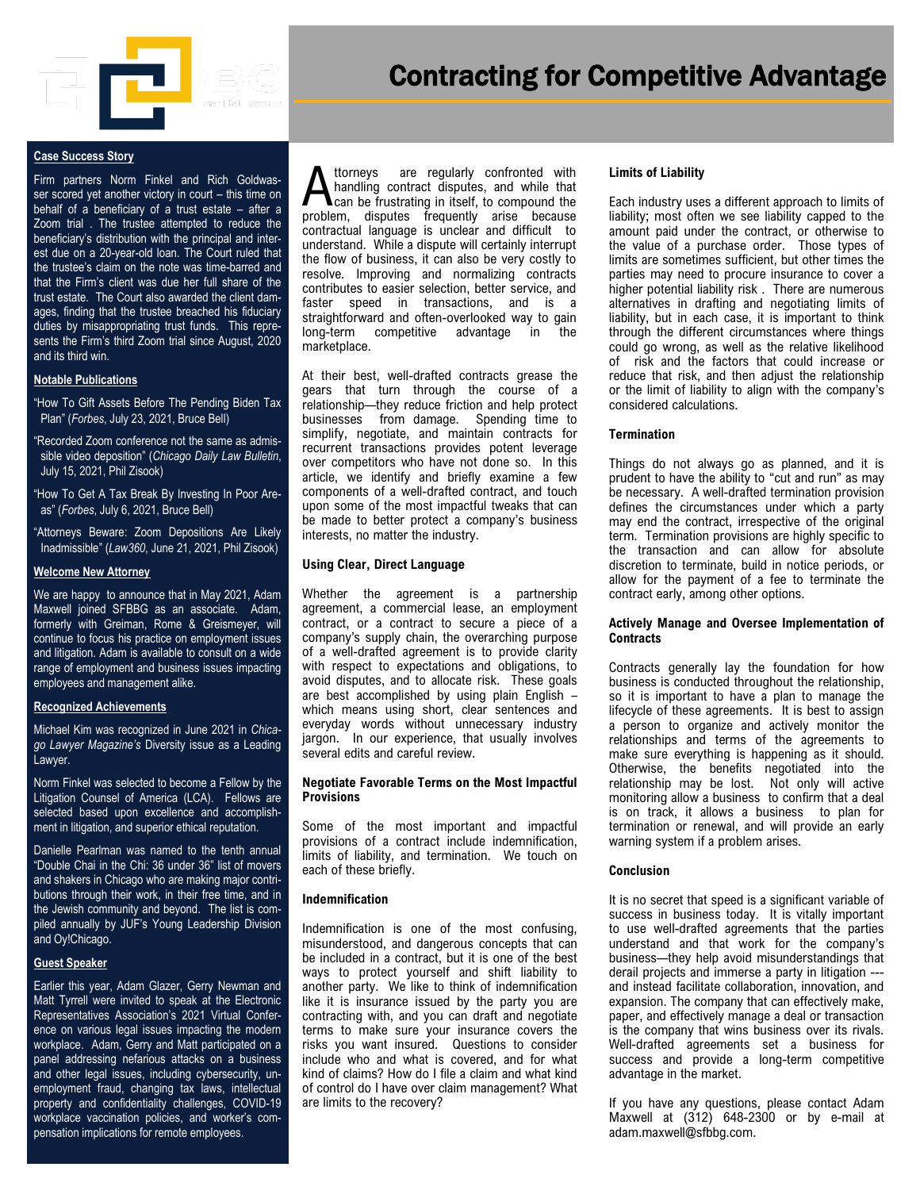# Contracting for Competitive Advantage

## Case Success Story

Firm partners Norm Finkel and Rich Goldwasser scored yet another victory in court – this time on behalf of a beneficiary of a trust estate – after a Zoom trial . The trustee attempted to reduce the beneficiary's distribution with the principal and interest due on a 20-year-old loan. The Court ruled that the trustee's claim on the note was time-barred and that the Firm's client was due her full share of the trust estate. The Court also awarded the client damages, finding that the trustee breached his fiduciary duties by misappropriating trust funds. This represents the Firm's third Zoom trial since August, 2020 and its third win.

## Notable Publications

"How To Gift Assets Before The Pending Biden Tax Plan" (*Forbes*, July 23, 2021, Bruce Bell)

"Recorded Zoom conference not the same as admissible video deposition" (*Chicago Daily Law Bulletin*, July 15, 2021, Phil Zisook)

"How To Get A Tax Break By Investing In Poor Areas" (*Forbes*, July 6, 2021, Bruce Bell)

"Attorneys Beware: Zoom Depositions Are Likely Inadmissible" (*Law360*, June 21, 2021, Phil Zisook)

## Welcome New Attorney

We are happy to announce that in May 2021, Adam Maxwell joined SFBBG as an associate. Adam, formerly with Greiman, Rome & Greismeyer, will continue to focus his practice on employment issues and litigation. Adam is available to consult on a wide range of employment and business issues impacting employees and management alike.

## Recognized Achievements

Michael Kim was recognized in June 2021 in *Chicago Lawyer Magazine's* Diversity issue as a Leading Lawyer.

Norm Finkel was selected to become a Fellow by the Litigation Counsel of America (LCA). Fellows are selected based upon excellence and accomplishment in litigation, and superior ethical reputation.

Danielle Pearlman was named to the tenth annual "Double Chai in the Chi: 36 under 36" list of movers and shakers in Chicago who are making major contributions through their work, in their free time, and in the Jewish community and beyond. The list is compiled annually by JUF's Young Leadership Division and Oy!Chicago.

## Guest Speaker

Earlier this year, Adam Glazer, Gerry Newman and Matt Tyrrell were invited to speak at the Electronic Representatives Association's 2021 Virtual Conference on various legal issues impacting the modern workplace. Adam, Gerry and Matt participated on a panel addressing nefarious attacks on a business and other legal issues, including cybersecurity, unemployment fraud, changing tax laws, intellectual property and confidentiality challenges, COVID-19 workplace vaccination policies, and worker's compensation implications for remote employees.

---

Attorneys are regularly confronted with handling contract disputes, and while that can be frustrating in itself, to compound the problem, disputes frequently arise because contractual language is unclear and difficult to understand. While a dispute will certainly interrupt the flow of business, it can also be very costly to resolve. Improving and normalizing contracts contributes to easier selection, better service, and faster speed in transactions, and is a straightforward and often-overlooked way to gain long-term competitive advantage in the marketplace.

At their best, well-drafted contracts grease the gears that turn through the course of a relationship—they reduce friction and help protect businesses from damage. Spending time to simplify, negotiate, and maintain contracts for recurrent transactions provides potent leverage over competitors who have not done so. In this article, we identify and briefly examine a few components of a well-drafted contract, and touch upon some of the most impactful tweaks that can be made to better protect a company's business interests, no matter the industry.

### Using Clear, Direct Language

Whether the agreement is a partnership agreement, a commercial lease, an employment contract, or a contract to secure a piece of a company's supply chain, the overarching purpose of a well-drafted agreement is to provide clarity with respect to expectations and obligations, to avoid disputes, and to allocate risk. These goals are best accomplished by using plain English – which means using short, clear sentences and everyday words without unnecessary industry jargon. In our experience, that usually involves several edits and careful review.

### Negotiate Favorable Terms on the Most Impactful Provisions

Some of the most important and impactful provisions of a contract include indemnification, limits of liability, and termination. We touch on each of these briefly.

### Indemnification

Indemnification is one of the most confusing, misunderstood, and dangerous concepts that can be included in a contract, but it is one of the best ways to protect yourself and shift liability to another party. We like to think of indemnification like it is insurance issued by the party you are contracting with, and you can draft and negotiate terms to make sure your insurance covers the risks you want insured. Questions to consider include who and what is covered, and for what kind of claims? How do I file a claim and what kind of control do I have over claim management? What are limits to the recovery?

### Limits of Liability

Each industry uses a different approach to limits of liability; most often we see liability capped to the amount paid under the contract, or otherwise to the value of a purchase order. Those types of limits are sometimes sufficient, but other times the parties may need to procure insurance to cover a higher potential liability risk . There are numerous alternatives in drafting and negotiating limits of liability, but in each case, it is important to think through the different circumstances where things could go wrong, as well as the relative likelihood of risk and the factors that could increase or reduce that risk, and then adjust the relationship or the limit of liability to align with the company's considered calculations.

### Termination

Things do not always go as planned, and it is prudent to have the ability to "cut and run" as may be necessary. A well-drafted termination provision defines the circumstances under which a party may end the contract, irrespective of the original term. Termination provisions are highly specific to the transaction and can allow for absolute discretion to terminate, build in notice periods, or allow for the payment of a fee to terminate the contract early, among other options.

### Actively Manage and Oversee Implementation of Contracts

Contracts generally lay the foundation for how business is conducted throughout the relationship, so it is important to have a plan to manage the lifecycle of these agreements. It is best to assign a person to organize and actively monitor the relationships and terms of the agreements to make sure everything is happening as it should. Otherwise, the benefits negotiated into the relationship may be lost. Not only will active monitoring allow a business to confirm that a deal is on track, it allows a business to plan for termination or renewal, and will provide an early warning system if a problem arises.

### Conclusion

It is no secret that speed is a significant variable of success in business today. It is vitally important to use well-drafted agreements that the parties understand and that work for the company's business—they help avoid misunderstandings that derail projects and immerse a party in litigation --- and instead facilitate collaboration, innovation, and expansion. The company that can effectively make, paper, and effectively manage a deal or transaction is the company that wins business over its rivals. Well-drafted agreements set a business for success and provide a long-term competitive advantage in the market.

If you have any questions, please contact Adam Maxwell at (312) 648-2300 or by e-mail at adam.maxwell@sfbbg.com.